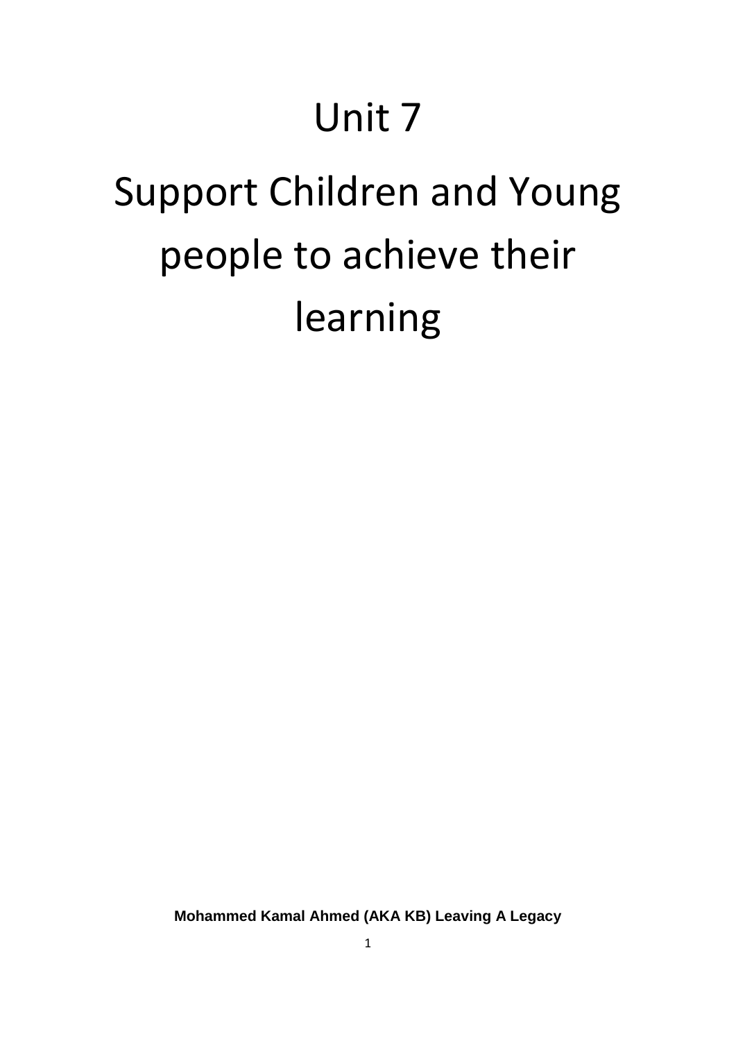# Unit 7

# Support Children and Young people to achieve their learning

**Mohammed Kamal Ahmed (AKA KB) Leaving A Legacy**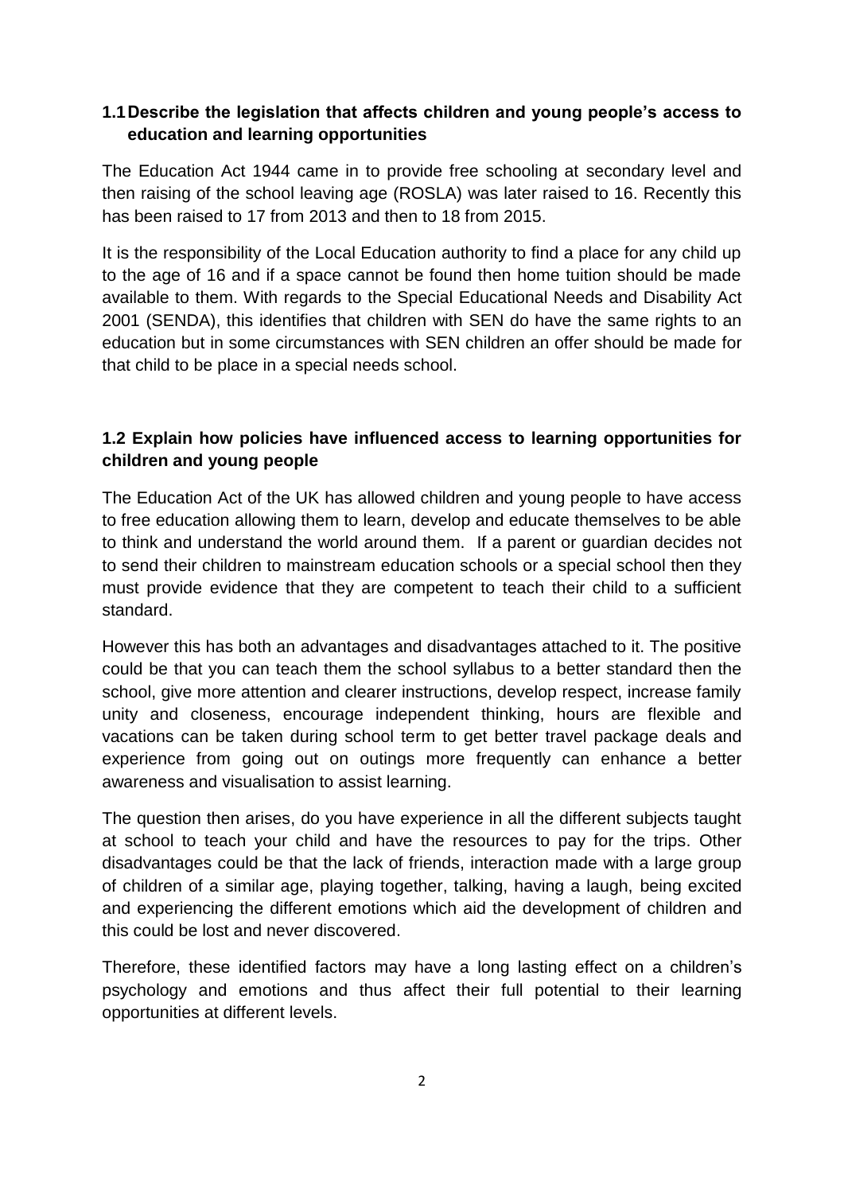### 1.1 Describe the legislation that affects children and young people's access to education and learning opportunities

The Education Act 1944 came in to provide free schooling at secondary level and then raising of the school leaving age (ROSLA) was later raised to 16. Recently this has been raised to 17 from 2013 and then to 18 from 2015.

It is the responsibility of the Local Education authority to find a place for any child up to the age of 16 and if a space cannot be found then home tuition should be made available to them. With regards to the Special Educational Needs and Disability Act 2001 (SENDA), this identifies that children with SEN do have the same rights to an education but in some circumstances with SEN children an offer should be made for that child to be place in a special needs school.

### 1.2 Explain how policies have influenced access to learning opportunities for children and young people

The Education Act of the UK has allowed children and young people to have access to free education allowing them to learn, develop and educate themselves to be able to think and understand the world around them. If a parent or guardian decides not to send their children to mainstream education schools or a special school then they must provide evidence that they are competent to teach their child to a sufficient standard.

However this has both an advantages and disadvantages attached to it. The positive could be that you can teach them the school syllabus to a better standard then the school, give more attention and clearer instructions, develop respect, increase family unity and closeness, encourage independent thinking, hours are flexible and vacations can be taken during school term to get better travel package deals and experience from going out on outings more frequently can enhance a better awareness and visualisation to assist learning.

The question then arises, do you have experience in all the different subjects taught at school to teach your child and have the resources to pay for the trips. Other disadvantages could be that the lack of friends, interaction made with a large group of children of a similar age, playing together, talking, having a laugh, being excited and experiencing the different emotions which aid the development of children and this could be lost and never discovered.

Therefore, these identified factors may have a long lasting effect on a children's psychology and emotions and thus affect their full potential to their learning opportunities at different levels.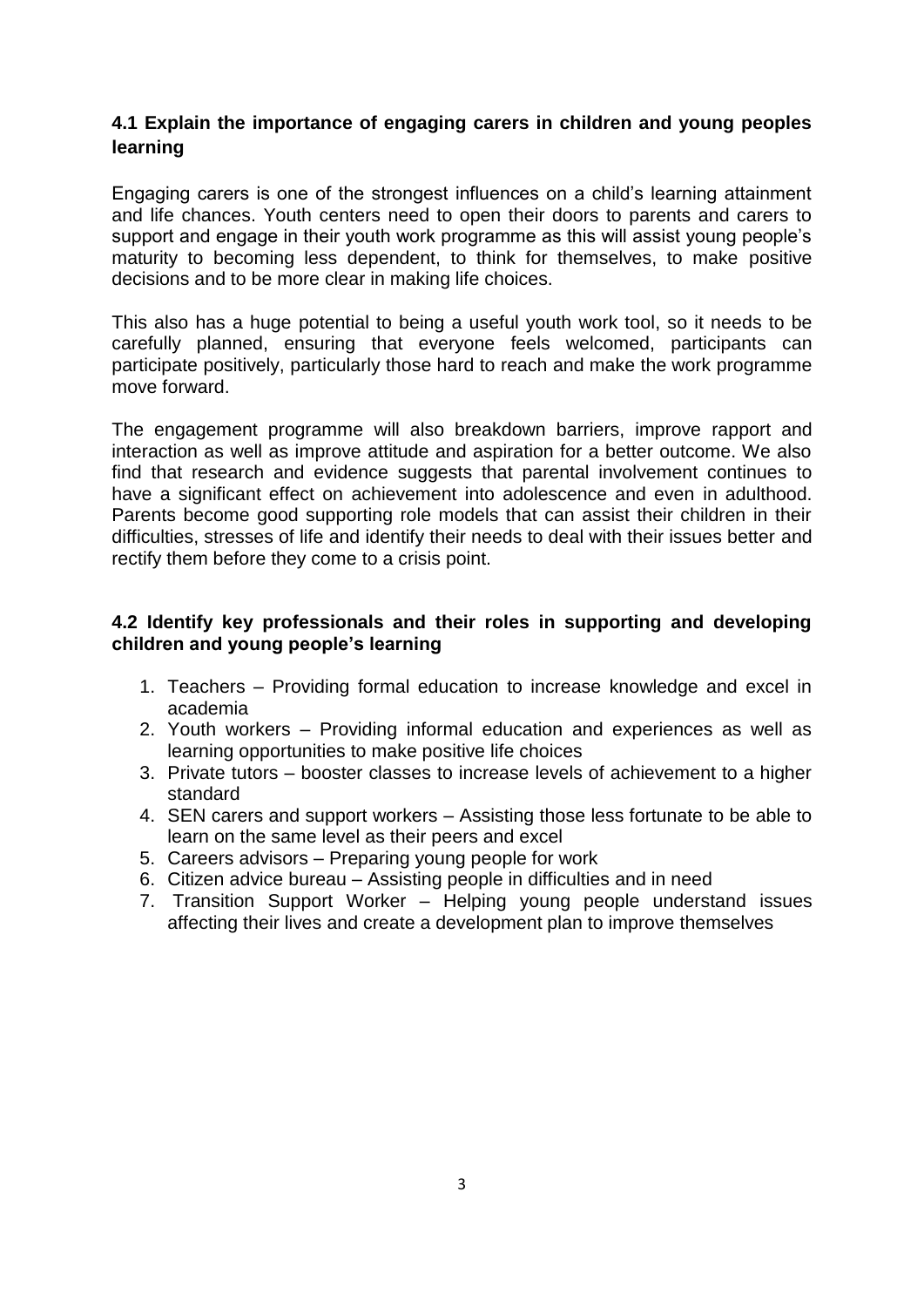### 4.1 Explain the importance of engaging carers in children and young peoples learning

Engaging carers is one of the strongest influences on a child's learning attainment and life chances. Youth centers need to open their doors to parents and carers to support and engage in their youth work programme as this will assist young people's maturity to becoming less dependent, to think for themselves, to make positive decisions and to be more clear in making life choices.

This also has a huge potential to being a useful youth work tool, so it needs to be carefully planned, ensuring that everyone feels welcomed, participants can participate positively, particularly those hard to reach and make the work programme move forward.

The engagement programme will also breakdown barriers, improve rapport and interaction as well as improve attitude and aspiration for a better outcome. We also find that research and evidence suggests that parental involvement continues to have a significant effect on achievement into adolescence and even in adulthood. Parents become good supporting role models that can assist their children in their difficulties, stresses of life and identify their needs to deal with their issues better and rectify them before they come to a crisis point.

### 4.2 Identify key professionals and their roles in supporting and developing children and young people's learning

1. Teachers – Providing formal education to increase knowledge and excel in academia
2. Youth workers – Providing informal education and experiences as well as learning opportunities to make positive life choices
3. Private tutors – booster classes to increase levels of achievement to a higher standard
4. SEN carers and support workers – Assisting those less fortunate to be able to learn on the same level as their peers and excel
5. Careers advisors – Preparing young people for work
6. Citizen advice bureau – Assisting people in difficulties and in need
7. Transition Support Worker – Helping young people understand issues affecting their lives and create a development plan to improve themselves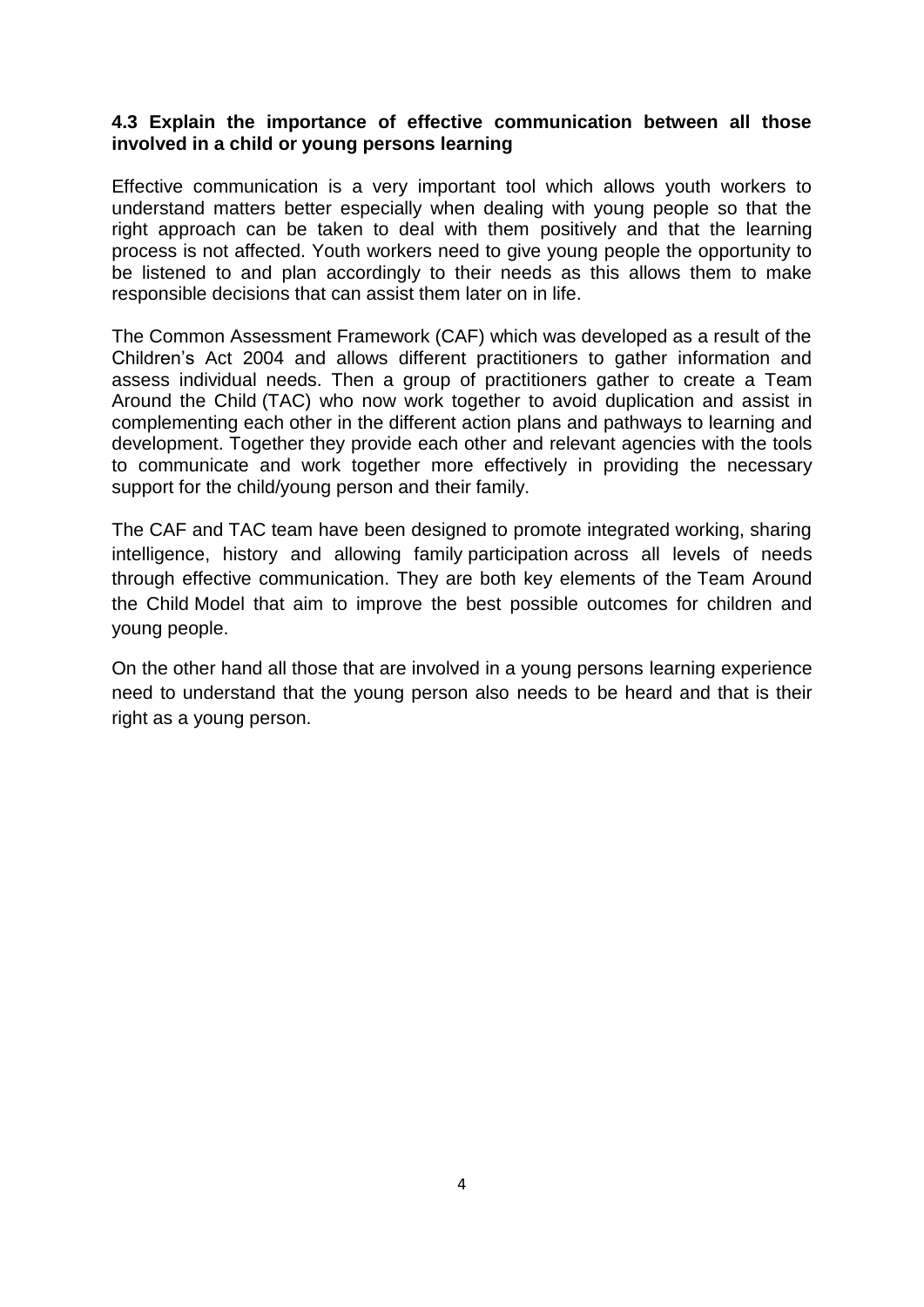**4.3 Explain the importance of effective communication between all those involved in a child or young persons learning**

Effective communication is a very important tool which allows youth workers to understand matters better especially when dealing with young people so that the right approach can be taken to deal with them positively and that the learning process is not affected. Youth workers need to give young people the opportunity to be listened to and plan accordingly to their needs as this allows them to make responsible decisions that can assist them later on in life.

The Common Assessment Framework (CAF) which was developed as a result of the Children's Act 2004 and allows different practitioners to gather information and assess individual needs. Then a group of practitioners gather to create a Team Around the Child (TAC) who now work together to avoid duplication and assist in complementing each other in the different action plans and pathways to learning and development. Together they provide each other and relevant agencies with the tools to communicate and work together more effectively in providing the necessary support for the child/young person and their family.

The CAF and TAC team have been designed to promote integrated working, sharing intelligence, history and allowing family participation across all levels of needs through effective communication. They are both key elements of the Team Around the Child Model that aim to improve the best possible outcomes for children and young people.

On the other hand all those that are involved in a young persons learning experience need to understand that the young person also needs to be heard and that is their right as a young person.